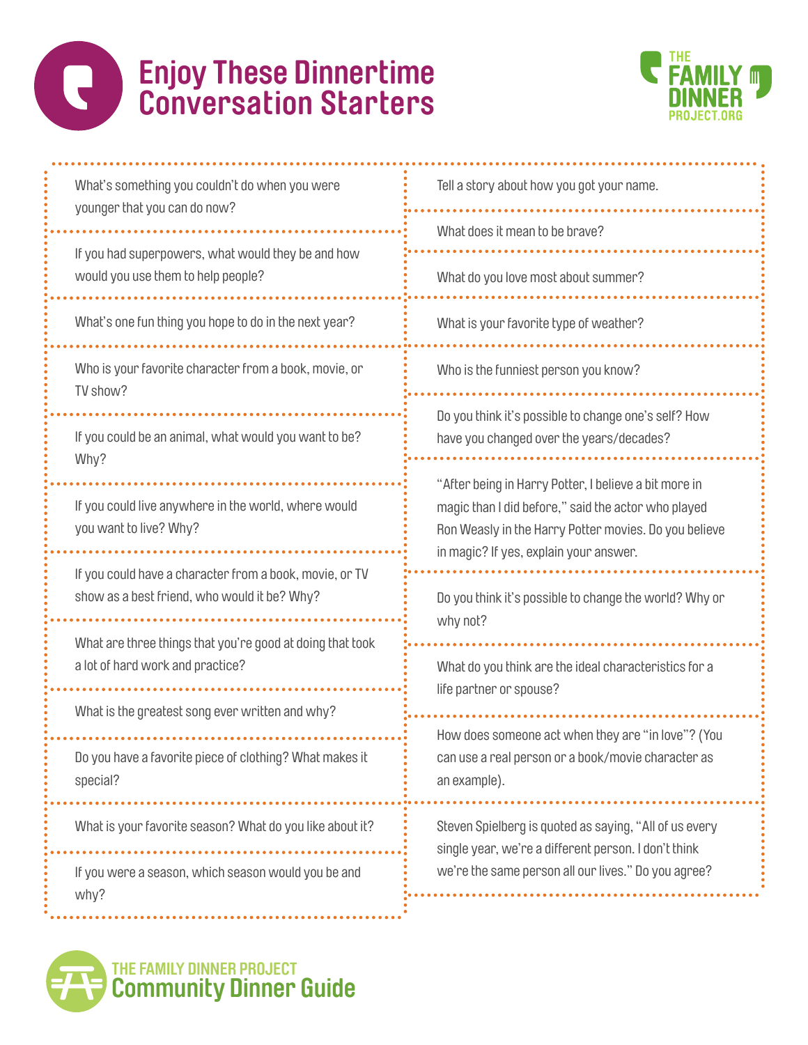# Enjoy These Dinnertime Conversation Starters

THE FAMILY DINNER PROJECT.ORG

- What's something you couldn't do when you were younger that you can do now?
- If you had superpowers, what would they be and how would you use them to help people?
- What's one fun thing you hope to do in the next year?
- Who is your favorite character from a book, movie, or TV show?
- If you could be an animal, what would you want to be? Why?
- If you could live anywhere in the world, where would you want to live? Why?
- If you could have a character from a book, movie, or TV show as a best friend, who would it be? Why?
- What are three things that you're good at doing that took a lot of hard work and practice?
- What is the greatest song ever written and why?
- Do you have a favorite piece of clothing? What makes it special?
- What is your favorite season? What do you like about it?
- If you were a season, which season would you be and why?
- Tell a story about how you got your name.
- What does it mean to be brave?
- What do you love most about summer?
- What is your favorite type of weather?
- Who is the funniest person you know?
- Do you think it's possible to change one's self? How have you changed over the years/decades?
- "After being in Harry Potter, I believe a bit more in magic than I did before," said the actor who played Ron Weasly in the Harry Potter movies. Do you believe in magic? If yes, explain your answer.
- Do you think it's possible to change the world? Why or why not?
- What do you think are the ideal characteristics for a life partner or spouse?
- How does someone act when they are "in love"? (You can use a real person or a book/movie character as an example).
- Steven Spielberg is quoted as saying, "All of us every single year, we're a different person. I don't think we're the same person all our lives." Do you agree?

THE FAMILY DINNER PROJECT
**Community Dinner Guide**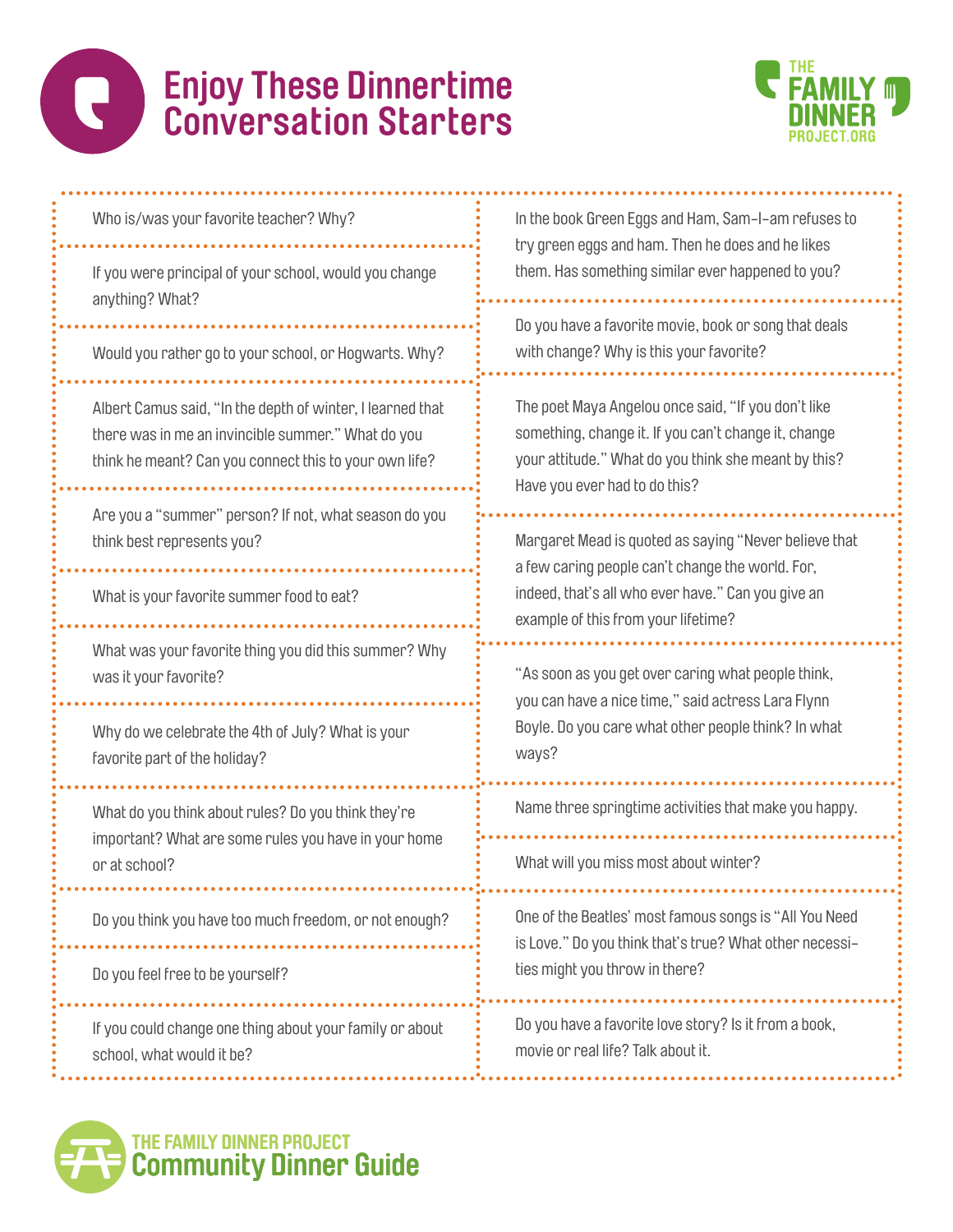# Enjoy These Dinnertime Conversation Starters

Who is/was your favorite teacher? Why?

If you were principal of your school, would you change anything? What?

Would you rather go to your school, or Hogwarts. Why?

Albert Camus said, "In the depth of winter, I learned that there was in me an invincible summer." What do you think he meant? Can you connect this to your own life?

Are you a "summer" person? If not, what season do you think best represents you?

What is your favorite summer food to eat?

What was your favorite thing you did this summer? Why was it your favorite?

Why do we celebrate the 4th of July? What is your favorite part of the holiday?

What do you think about rules? Do you think they're important? What are some rules you have in your home or at school?

Do you think you have too much freedom, or not enough?

Do you feel free to be yourself?

If you could change one thing about your family or about school, what would it be?

In the book Green Eggs and Ham, Sam-I-am refuses to try green eggs and ham. Then he does and he likes them. Has something similar ever happened to you?

Do you have a favorite movie, book or song that deals with change? Why is this your favorite?

The poet Maya Angelou once said, "If you don't like something, change it. If you can't change it, change your attitude." What do you think she meant by this? Have you ever had to do this?

Margaret Mead is quoted as saying "Never believe that a few caring people can't change the world. For, indeed, that's all who ever have." Can you give an example of this from your lifetime?

"As soon as you get over caring what people think, you can have a nice time," said actress Lara Flynn Boyle. Do you care what other people think? In what ways?

Name three springtime activities that make you happy.

What will you miss most about winter?

One of the Beatles' most famous songs is "All You Need is Love." Do you think that's true? What other necessities might you throw in there?

Do you have a favorite love story? Is it from a book, movie or real life? Talk about it.

THE FAMILY DINNER PROJECT
Community Dinner Guide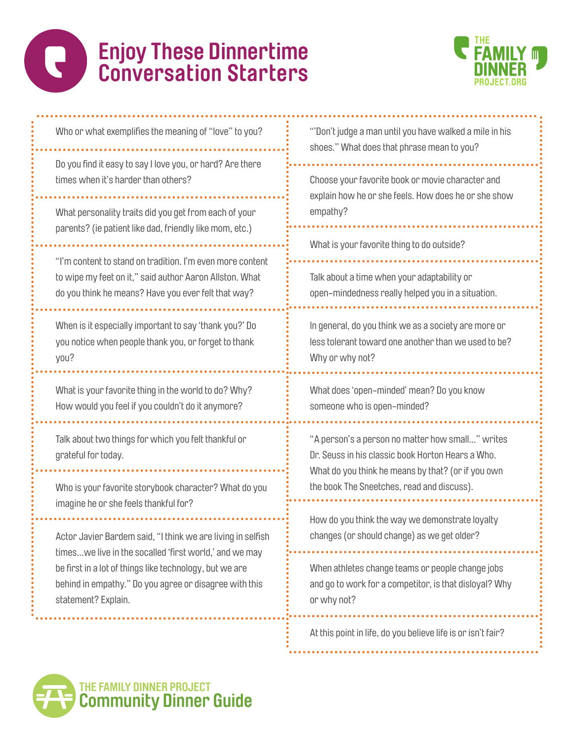# Enjoy These Dinnertime Conversation Starters

Who or what exemplifies the meaning of "love" to you?

Do you find it easy to say I love you, or hard? Are there times when it's harder than others?

What personality traits did you get from each of your parents? (ie patient like dad, friendly like mom, etc.)

"I'm content to stand on tradition. I'm even more content to wipe my feet on it," said author Aaron Allston. What do you think he means? Have you ever felt that way?

When is it especially important to say 'thank you?' Do you notice when people thank you, or forget to thank you?

What is your favorite thing in the world to do? Why? How would you feel if you couldn't do it anymore?

Talk about two things for which you felt thankful or grateful for today.

Who is your favorite storybook character? What do you imagine he or she feels thankful for?

Actor Javier Bardem said, "I think we are living in selfish times...we live in the socalled 'first world,' and we may be first in a lot of things like technology, but we are behind in empathy." Do you agree or disagree with this statement? Explain.

"'Don't judge a man until you have walked a mile in his shoes." What does that phrase mean to you?

Choose your favorite book or movie character and explain how he or she feels. How does he or she show empathy?

What is your favorite thing to do outside?

Talk about a time when your adaptability or open-mindedness really helped you in a situation.

In general, do you think we as a society are more or less tolerant toward one another than we used to be? Why or why not?

What does 'open-minded' mean? Do you know someone who is open-minded?

"A person's a person no matter how small..." writes Dr. Seuss in his classic book Horton Hears a Who. What do you think he means by that? (or if you own the book The Sneetches, read and discuss).

How do you think the way we demonstrate loyalty changes (or should change) as we get older?

When athletes change teams or people change jobs and go to work for a competitor, is that disloyal? Why or why not?

At this point in life, do you believe life is or isn't fair?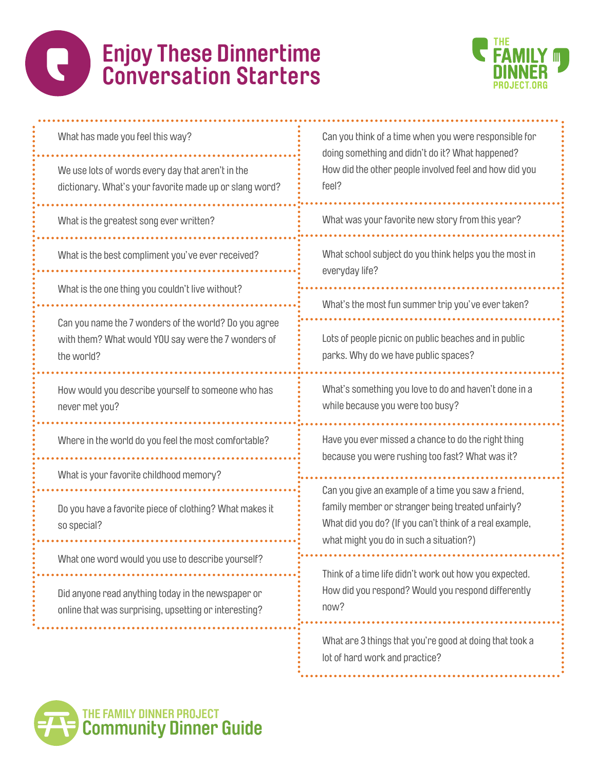# Enjoy These Dinnertime Conversation Starters

- What has made you feel this way?
- We use lots of words every day that aren't in the dictionary. What's your favorite made up or slang word?
- What is the greatest song ever written?
- What is the best compliment you've ever received?
- What is the one thing you couldn't live without?
- Can you name the 7 wonders of the world? Do you agree with them? What would YOU say were the 7 wonders of the world?
- How would you describe yourself to someone who has never met you?
- Where in the world do you feel the most comfortable?
- What is your favorite childhood memory?
- Do you have a favorite piece of clothing? What makes it so special?
- What one word would you use to describe yourself?
- Did anyone read anything today in the newspaper or online that was surprising, upsetting or interesting?
- Can you think of a time when you were responsible for doing something and didn't do it? What happened? How did the other people involved feel and how did you feel?
- What was your favorite new story from this year?
- What school subject do you think helps you the most in everyday life?
- What's the most fun summer trip you've ever taken?
- Lots of people picnic on public beaches and in public parks. Why do we have public spaces?
- What's something you love to do and haven't done in a while because you were too busy?
- Have you ever missed a chance to do the right thing because you were rushing too fast? What was it?
- Can you give an example of a time you saw a friend, family member or stranger being treated unfairly? What did you do? (If you can't think of a real example, what might you do in such a situation?)
- Think of a time life didn't work out how you expected. How did you respond? Would you respond differently now?
- What are 3 things that you're good at doing that took a lot of hard work and practice?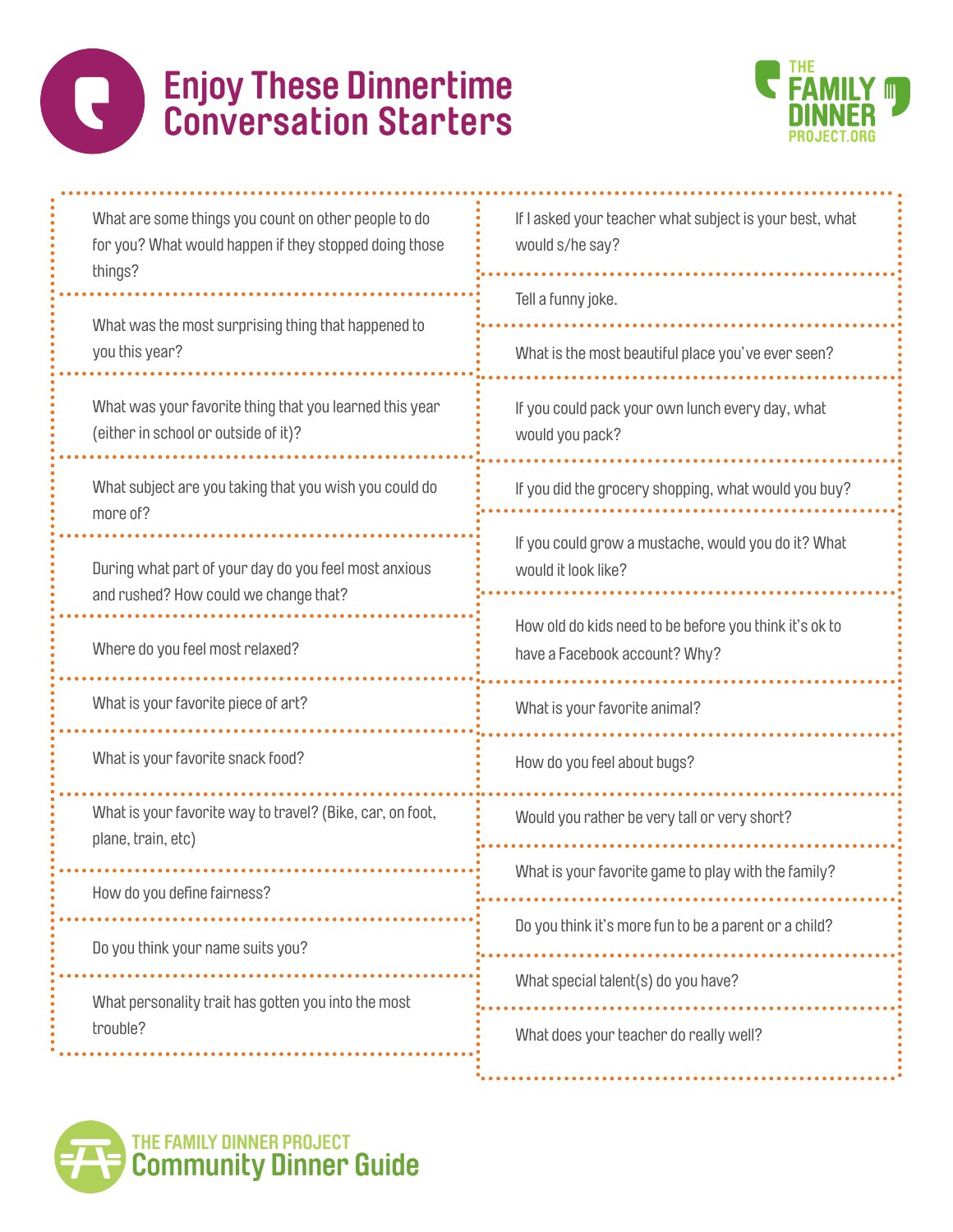# Enjoy These Dinnertime Conversation Starters

- What are some things you count on other people to do for you? What would happen if they stopped doing those things?
- What was the most surprising thing that happened to you this year?
- What was your favorite thing that you learned this year (either in school or outside of it)?
- What subject are you taking that you wish you could do more of?
- During what part of your day do you feel most anxious and rushed? How could we change that?
- Where do you feel most relaxed?
- What is your favorite piece of art?
- What is your favorite snack food?
- What is your favorite way to travel? (Bike, car, on foot, plane, train, etc)
- How do you define fairness?
- Do you think your name suits you?
- What personality trait has gotten you into the most trouble?
- If I asked your teacher what subject is your best, what would s/he say?
- Tell a funny joke.
- What is the most beautiful place you've ever seen?
- If you could pack your own lunch every day, what would you pack?
- If you did the grocery shopping, what would you buy?
- If you could grow a mustache, would you do it? What would it look like?
- How old do kids need to be before you think it's ok to have a Facebook account? Why?
- What is your favorite animal?
- How do you feel about bugs?
- Would you rather be very tall or very short?
- What is your favorite game to play with the family?
- Do you think it's more fun to be a parent or a child?
- What special talent(s) do you have?
- What does your teacher do really well?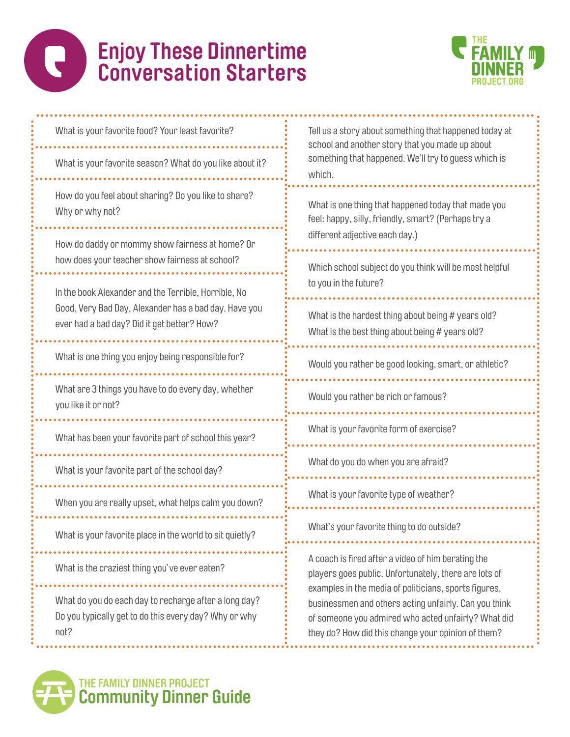# Enjoy These Dinnertime Conversation Starters

THE FAMILY DINNER PROJECT.ORG

- What is your favorite food? Your least favorite?
- What is your favorite season? What do you like about it?
- How do you feel about sharing? Do you like to share? Why or why not?
- How do daddy or mommy show fairness at home? Or how does your teacher show fairness at school?
- In the book Alexander and the Terrible, Horrible, No Good, Very Bad Day, Alexander has a bad day. Have you ever had a bad day? Did it get better? How?
- What is one thing you enjoy being responsible for?
- What are 3 things you have to do every day, whether you like it or not?
- What has been your favorite part of school this year?
- What is your favorite part of the school day?
- When you are really upset, what helps calm you down?
- What is your favorite place in the world to sit quietly?
- What is the craziest thing you've ever eaten?
- What do you do each day to recharge after a long day? Do you typically get to do this every day? Why or why not?
- Tell us a story about something that happened today at school and another story that you made up about something that happened. We'll try to guess which is which.
- What is one thing that happened today that made you feel: happy, silly, friendly, smart? (Perhaps try a different adjective each day.)
- Which school subject do you think will be most helpful to you in the future?
- What is the hardest thing about being # years old? What is the best thing about being # years old?
- Would you rather be good looking, smart, or athletic?
- Would you rather be rich or famous?
- What is your favorite form of exercise?
- What do you do when you are afraid?
- What is your favorite type of weather?
- What's your favorite thing to do outside?
- A coach is fired after a video of him berating the players goes public. Unfortunately, there are lots of examples in the media of politicians, sports figures, businessmen and others acting unfairly. Can you think of someone you admired who acted unfairly? What did they do? How did this change your opinion of them?

THE FAMILY DINNER PROJECT
Community Dinner Guide